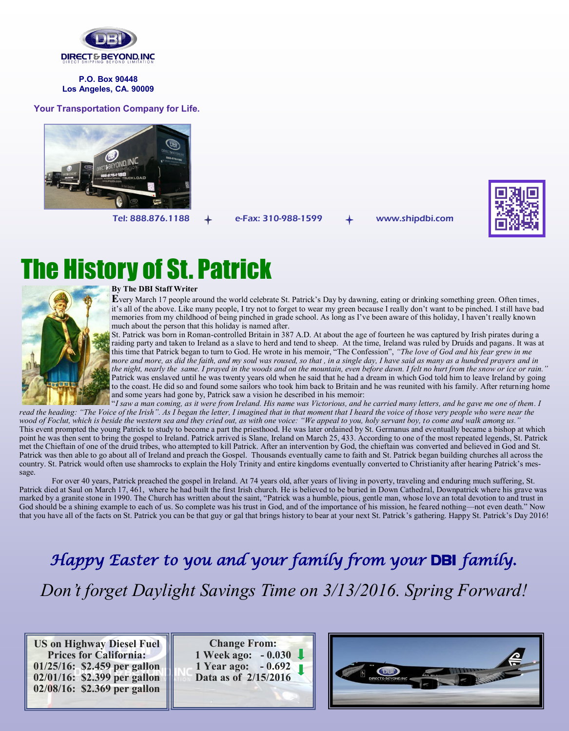DIRECT & BEYOND, INC
DIRECT SHIPPING BEYOND LIMITATION

**P.O. Box 90448**
**Los Angeles, CA. 90009**

**Your Transportation Company for Life.**

Tel: 888.876.1188 ✦ e-Fax: 310-988-1599 ✦ www.shipdbi.com

# The History of St. Patrick

**By The DBI Staff Writer**

Every March 17 people around the world celebrate St. Patrick's Day by dawning, eating or drinking something green. Often times, it's all of the above. Like many people, I try not to forget to wear my green because I really don't want to be pinched. I still have bad memories from my childhood of being pinched in grade school. As long as I've been aware of this holiday, I haven't really known much about the person that this holiday is named after.

St. Patrick was born in Roman-controlled Britain in 387 A.D. At about the age of fourteen he was captured by Irish pirates during a raiding party and taken to Ireland as a slave to herd and tend to sheep. At the time, Ireland was ruled by Druids and pagans. It was at this time that Patrick began to turn to God. He wrote in his memoir, "The Confession", *"The love of God and his fear grew in me more and more, as did the faith, and my soul was roused, so that , in a single day, I have said as many as a hundred prayers and in the night, nearly the same. I prayed in the woods and on the mountain, even before dawn. I felt no hurt from the snow or ice or rain."* Patrick was enslaved until he was twenty years old when he said that he had a dream in which God told him to leave Ireland by going to the coast. He did so and found some sailors who took him back to Britain and he was reunited with his family. After returning home and some years had gone by, Patrick saw a vision he described in his memoir:

"*I saw a man coming, as it were from Ireland. His name was Victorious, and he carried many letters, and he gave me one of them. I read the heading: "The Voice of the Irish". As I began the letter, I imagined that in that moment that I heard the voice of those very people who were near the wood of Foclut, which is beside the western sea and they cried out, as with one voice: "We appeal to you, holy servant boy, to come and walk among us."*

This event prompted the young Patrick to study to become a part the priesthood. He was later ordained by St. Germanus and eventually became a bishop at which point he was then sent to bring the gospel to Ireland. Patrick arrived is Slane, Ireland on March 25, 433. According to one of the most repeated legends, St. Patrick met the Chieftain of one of the druid tribes, who attempted to kill Patrick. After an intervention by God, the chieftain was converted and believed in God and St. Patrick was then able to go about all of Ireland and preach the Gospel. Thousands eventually came to faith and St. Patrick began building churches all across the country. St. Patrick would often use shamrocks to explain the Holy Trinity and entire kingdoms eventually converted to Christianity after hearing Patrick's message.

For over 40 years, Patrick preached the gospel in Ireland. At 74 years old, after years of living in poverty, traveling and enduring much suffering, St. Patrick died at Saul on March 17, 461, where he had built the first Irish church. He is believed to be buried in Down Cathedral, Downpatrick where his grave was marked by a granite stone in 1990. The Church has written about the saint, "Patrick was a humble, pious, gentle man, whose love an total devotion to and trust in God should be a shining example to each of us. So complete was his trust in God, and of the importance of his mission, he feared nothing—not even death." Now that you have all of the facts on St. Patrick you can be that guy or gal that brings history to bear at your next St. Patrick's gathering. Happy St. Patrick's Day 2016!

*Happy Easter to you and your family from your* **DBI** *family.*

*Don't forget Daylight Savings Time on 3/13/2016. Spring Forward!*

**US on Highway Diesel Fuel Prices for California:**
**01/25/16: $2.459 per gallon**
**02/01/16: $2.399 per gallon**
**02/08/16: $2.369 per gallon**

**Change From:**
**1 Week ago: - 0.030**
**1 Year ago: - 0.692**
**Data as of 2/15/2016**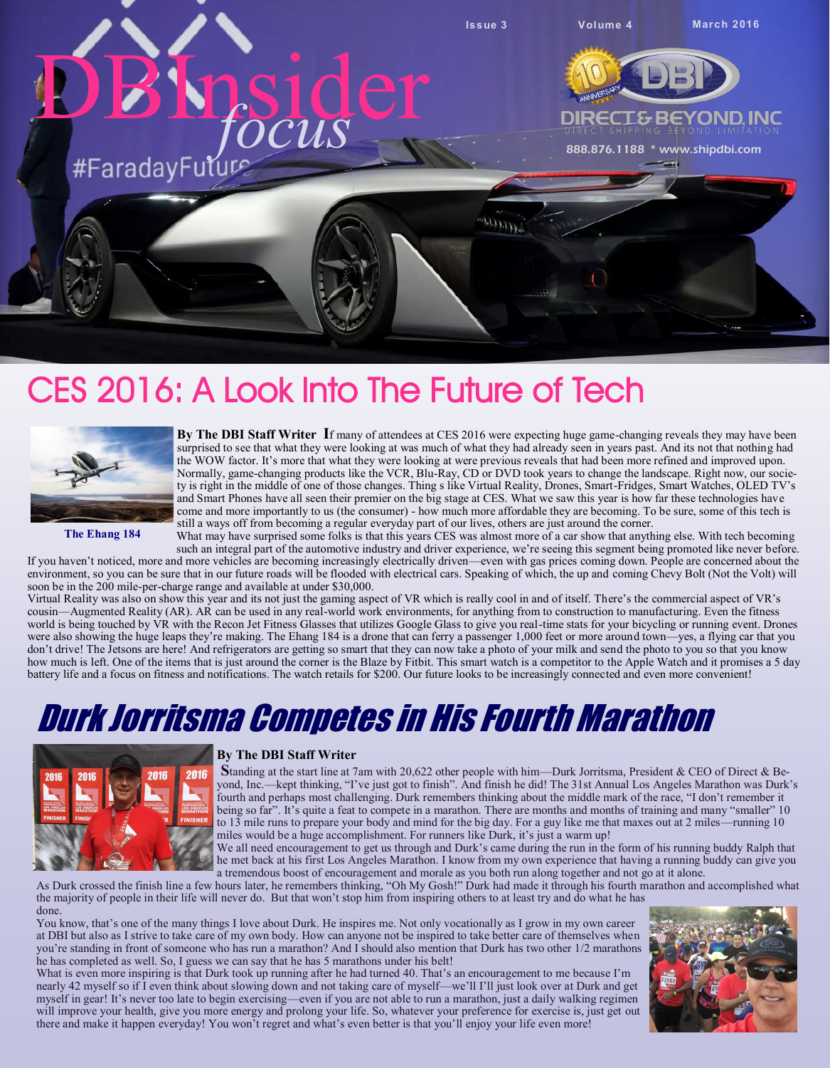Issue 3 Volume 4 March 2016

# DBInsider *focus*

#FaradayFuture

DIRECT & BEYOND, INC
DIRECT SHIPPING BEYOND LIMITATION
888.876.1188 * www.shipdbi.com

## CES 2016: A Look Into The Future of Tech

The Ehang 184

**By The DBI Staff Writer** If many of attendees at CES 2016 were expecting huge game-changing reveals they may have been surprised to see that what they were looking at was much of what they had already seen in years past. And its not that nothing had the WOW factor. It's more that what they were looking at were previous reveals that had been more refined and improved upon. Normally, game-changing products like the VCR, Blu-Ray, CD or DVD took years to change the landscape. Right now, our society is right in the middle of one of those changes. Thing s like Virtual Reality, Drones, Smart-Fridges, Smart Watches, OLED TV's and Smart Phones have all seen their premier on the big stage at CES. What we saw this year is how far these technologies have come and more importantly to us (the consumer) - how much more affordable they are becoming. To be sure, some of this tech is still a ways off from becoming a regular everyday part of our lives, others are just around the corner.

What may have surprised some folks is that this years CES was almost more of a car show that anything else. With tech becoming such an integral part of the automotive industry and driver experience, we're seeing this segment being promoted like never before. If you haven't noticed, more and more vehicles are becoming increasingly electrically driven—even with gas prices coming down. People are concerned about the environment, so you can be sure that in our future roads will be flooded with electrical cars. Speaking of which, the up and coming Chevy Bolt (Not the Volt) will soon be in the 200 mile-per-charge range and available at under $30,000.

Virtual Reality was also on show this year and its not just the gaming aspect of VR which is really cool in and of itself. There's the commercial aspect of VR's cousin—Augmented Reality (AR). AR can be used in any real-world work environments, for anything from to construction to manufacturing. Even the fitness world is being touched by VR with the Recon Jet Fitness Glasses that utilizes Google Glass to give you real-time stats for your bicycling or running event. Drones were also showing the huge leaps they're making. The Ehang 184 is a drone that can ferry a passenger 1,000 feet or more around town—yes, a flying car that you don't drive! The Jetsons are here! And refrigerators are getting so smart that they can now take a photo of your milk and send the photo to you so that you know how much is left. One of the items that is just around the corner is the Blaze by Fitbit. This smart watch is a competitor to the Apple Watch and it promises a 5 day battery life and a focus on fitness and notifications. The watch retails for $200. Our future looks to be increasingly connected and even more convenient!

## Durk Jorritsma Competes in His Fourth Marathon

**By The DBI Staff Writer**

Standing at the start line at 7am with 20,622 other people with him—Durk Jorritsma, President & CEO of Direct & Beyond, Inc.—kept thinking, "I've just got to finish". And finish he did! The 31st Annual Los Angeles Marathon was Durk's fourth and perhaps most challenging. Durk remembers thinking about the middle mark of the race, "I don't remember it being so far". It's quite a feat to compete in a marathon. There are months and months of training and many "smaller" 10 to 13 mile runs to prepare your body and mind for the big day. For a guy like me that maxes out at 2 miles—running 10 miles would be a huge accomplishment. For runners like Durk, it's just a warm up!

We all need encouragement to get us through and Durk's came during the run in the form of his running buddy Ralph that he met back at his first Los Angeles Marathon. I know from my own experience that having a running buddy can give you a tremendous boost of encouragement and morale as you both run along together and not go at it alone.

As Durk crossed the finish line a few hours later, he remembers thinking, "Oh My Gosh!" Durk had made it through his fourth marathon and accomplished what the majority of people in their life will never do. But that won't stop him from inspiring others to at least try and do what he has done.

You know, that's one of the many things I love about Durk. He inspires me. Not only vocationally as I grow in my own career at DBI but also as I strive to take care of my own body. How can anyone not be inspired to take better care of themselves when you're standing in front of someone who has run a marathon? And I should also mention that Durk has two other 1/2 marathons he has completed as well. So, I guess we can say that he has 5 marathons under his belt!

What is even more inspiring is that Durk took up running after he had turned 40. That's an encouragement to me because I'm nearly 42 myself so if I even think about slowing down and not taking care of myself—we'll I'll just look over at Durk and get myself in gear! It's never too late to begin exercising—even if you are not able to run a marathon, just a daily walking regimen will improve your health, give you more energy and prolong your life. So, whatever your preference for exercise is, just get out there and make it happen everyday! You won't regret and what's even better is that you'll enjoy your life even more!